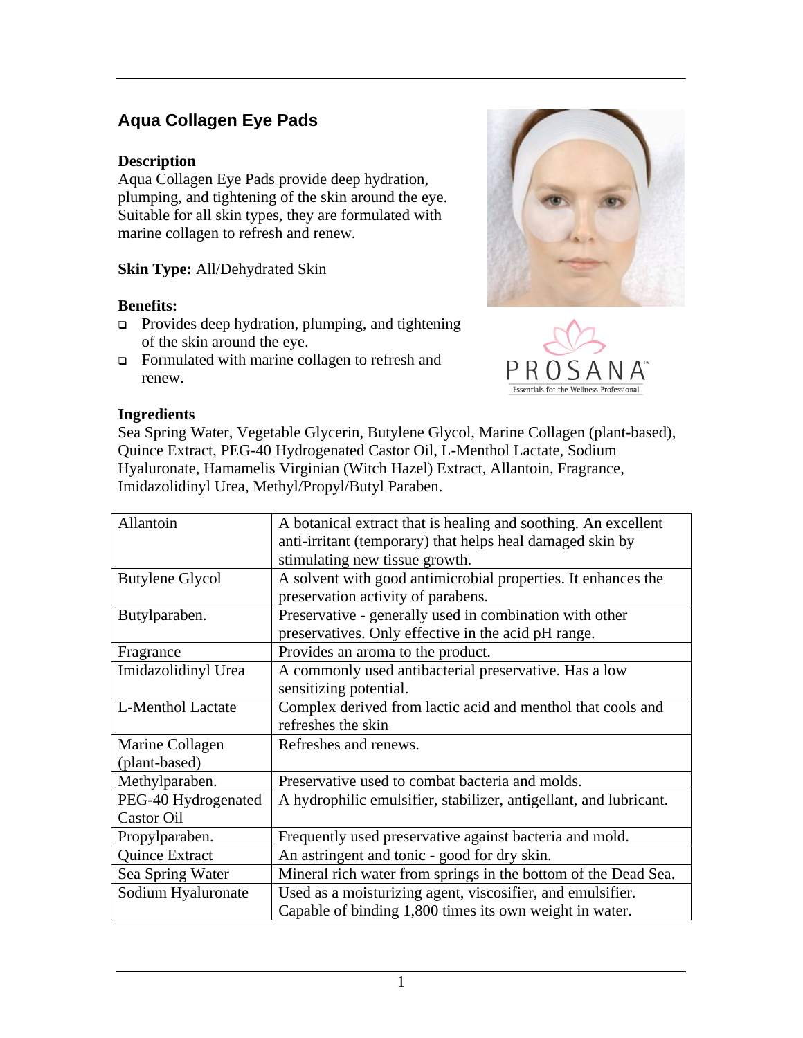# Aqua Collagen Eye Pads

**Description**
Aqua Collagen Eye Pads provide deep hydration, plumping, and tightening of the skin around the eye. Suitable for all skin types, they are formulated with marine collagen to refresh and renew.

**Skin Type:** All/Dehydrated Skin

**Benefits:**

- Provides deep hydration, plumping, and tightening of the skin around the eye.
- Formulated with marine collagen to refresh and renew.

PROSANA™
Essentials for the Wellness Professional

**Ingredients**
Sea Spring Water, Vegetable Glycerin, Butylene Glycol, Marine Collagen (plant-based), Quince Extract, PEG-40 Hydrogenated Castor Oil, L-Menthol Lactate, Sodium Hyaluronate, Hamamelis Virginian (Witch Hazel) Extract, Allantoin, Fragrance, Imidazolidinyl Urea, Methyl/Propyl/Butyl Paraben.

| Ingredient | Description |
|---|---|
| Allantoin | A botanical extract that is healing and soothing. An excellent anti-irritant (temporary) that helps heal damaged skin by stimulating new tissue growth. |
| Butylene Glycol | A solvent with good antimicrobial properties. It enhances the preservation activity of parabens. |
| Butylparaben. | Preservative - generally used in combination with other preservatives. Only effective in the acid pH range. |
| Fragrance | Provides an aroma to the product. |
| Imidazolidinyl Urea | A commonly used antibacterial preservative. Has a low sensitizing potential. |
| L-Menthol Lactate | Complex derived from lactic acid and menthol that cools and refreshes the skin |
| Marine Collagen (plant-based) | Refreshes and renews. |
| Methylparaben. | Preservative used to combat bacteria and molds. |
| PEG-40 Hydrogenated Castor Oil | A hydrophilic emulsifier, stabilizer, antigellant, and lubricant. |
| Propylparaben. | Frequently used preservative against bacteria and mold. |
| Quince Extract | An astringent and tonic - good for dry skin. |
| Sea Spring Water | Mineral rich water from springs in the bottom of the Dead Sea. |
| Sodium Hyaluronate | Used as a moisturizing agent, viscosifier, and emulsifier. Capable of binding 1,800 times its own weight in water. |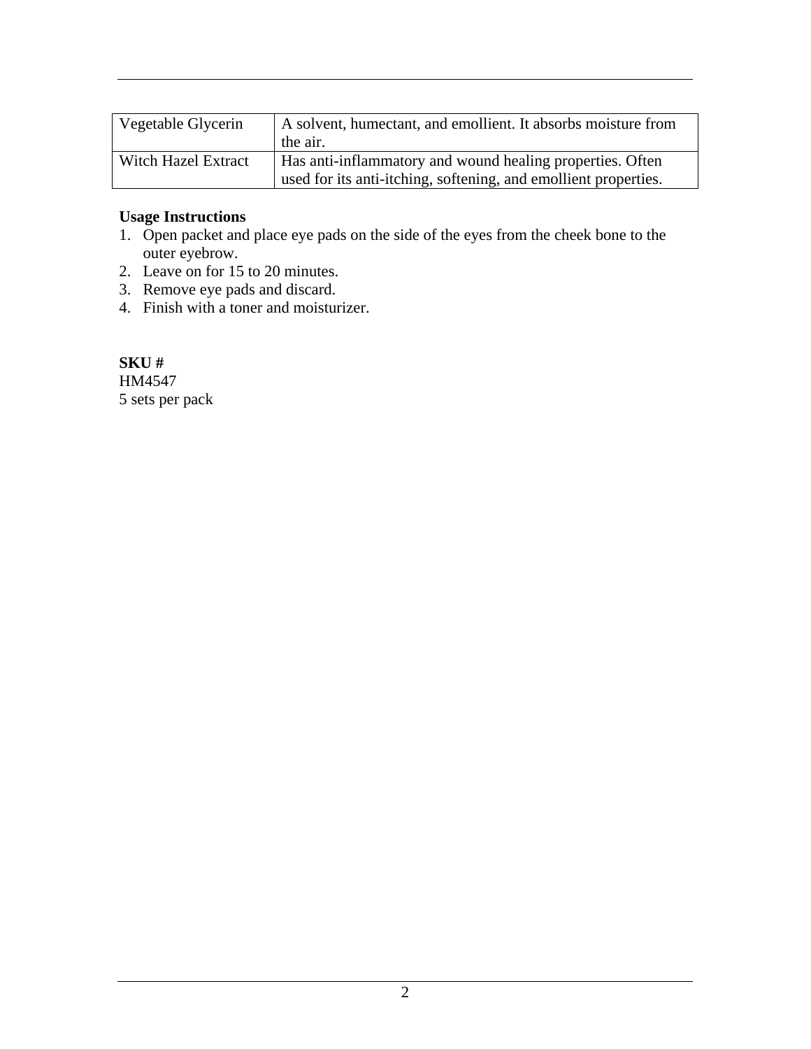| | |
|---|---|
| Vegetable Glycerin | A solvent, humectant, and emollient. It absorbs moisture from the air. |
| Witch Hazel Extract | Has anti-inflammatory and wound healing properties. Often used for its anti-itching, softening, and emollient properties. |

**Usage Instructions**

1. Open packet and place eye pads on the side of the eyes from the cheek bone to the outer eyebrow.
2. Leave on for 15 to 20 minutes.
3. Remove eye pads and discard.
4. Finish with a toner and moisturizer.

**SKU #**

HM4547

5 sets per pack